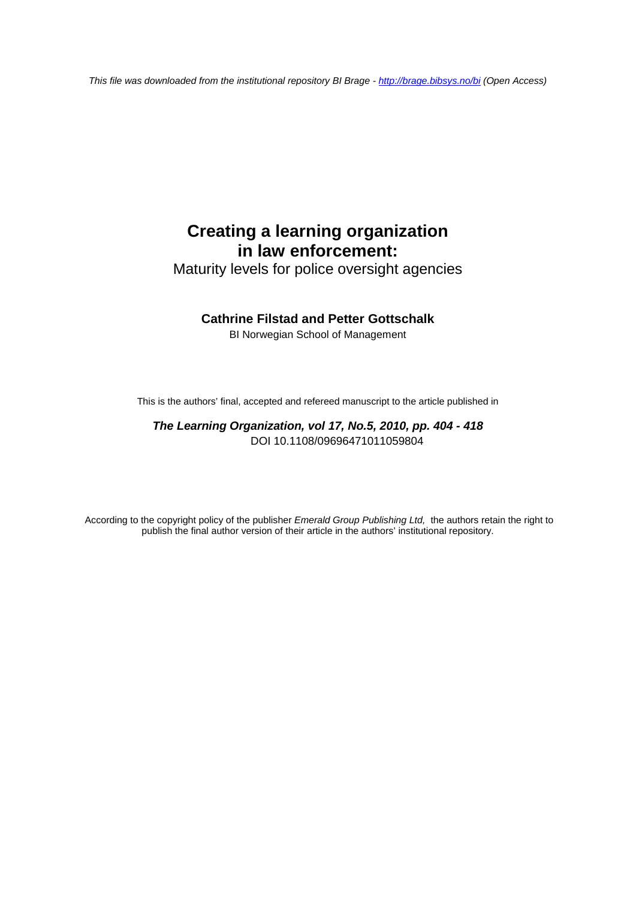*This file was downloaded from the institutional repository BI Brage - http://brage.bibsys.no/bi (Open Access)*

# Creating a learning organization in law enforcement:

Maturity levels for police oversight agencies

**Cathrine Filstad and Petter Gottschalk**

BI Norwegian School of Management

This is the authors' final, accepted and refereed manuscript to the article published in

***The Learning Organization, vol 17, No.5, 2010, pp. 404 - 418***
DOI 10.1108/09696471011059804

According to the copyright policy of the publisher *Emerald Group Publishing Ltd,* the authors retain the right to publish the final author version of their article in the authors' institutional repository.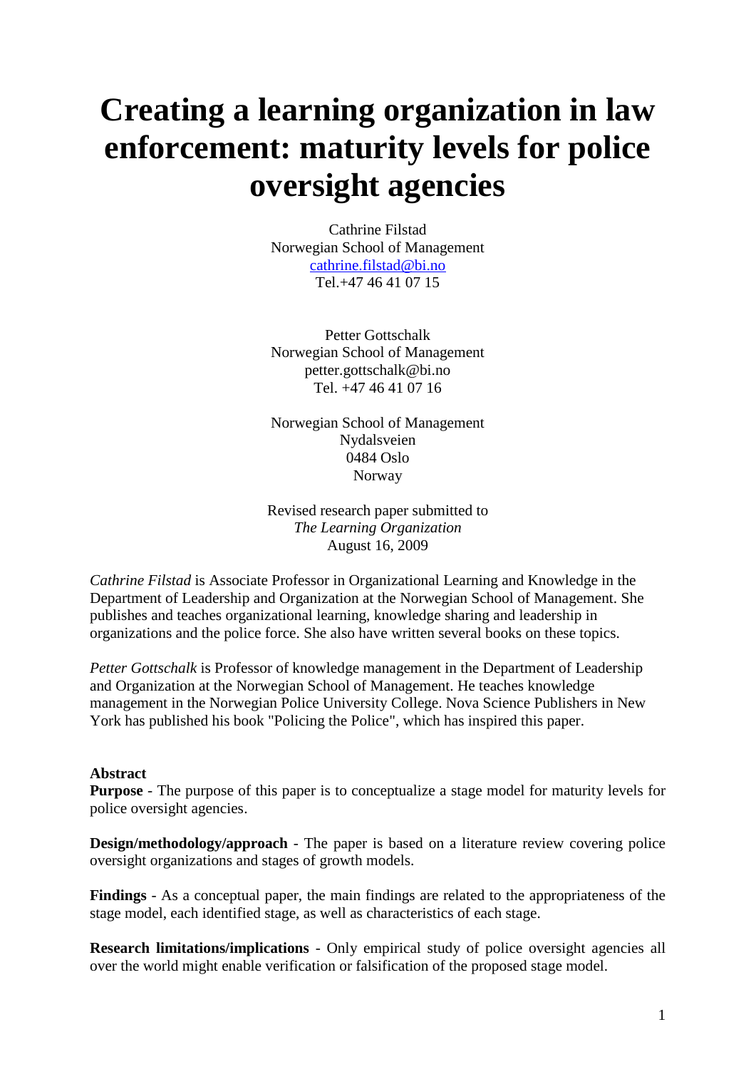# Creating a learning organization in law enforcement: maturity levels for police oversight agencies

Cathrine Filstad
Norwegian School of Management
cathrine.filstad@bi.no
Tel.+47 46 41 07 15

Petter Gottschalk
Norwegian School of Management
petter.gottschalk@bi.no
Tel. +47 46 41 07 16

Norwegian School of Management
Nydalsveien
0484 Oslo
Norway

Revised research paper submitted to
*The Learning Organization*
August 16, 2009

*Cathrine Filstad* is Associate Professor in Organizational Learning and Knowledge in the Department of Leadership and Organization at the Norwegian School of Management. She publishes and teaches organizational learning, knowledge sharing and leadership in organizations and the police force. She also have written several books on these topics.

*Petter Gottschalk* is Professor of knowledge management in the Department of Leadership and Organization at the Norwegian School of Management. He teaches knowledge management in the Norwegian Police University College. Nova Science Publishers in New York has published his book "Policing the Police", which has inspired this paper.

**Abstract**

**Purpose** - The purpose of this paper is to conceptualize a stage model for maturity levels for police oversight agencies.

**Design/methodology/approach** - The paper is based on a literature review covering police oversight organizations and stages of growth models.

**Findings** - As a conceptual paper, the main findings are related to the appropriateness of the stage model, each identified stage, as well as characteristics of each stage.

**Research limitations/implications** - Only empirical study of police oversight agencies all over the world might enable verification or falsification of the proposed stage model.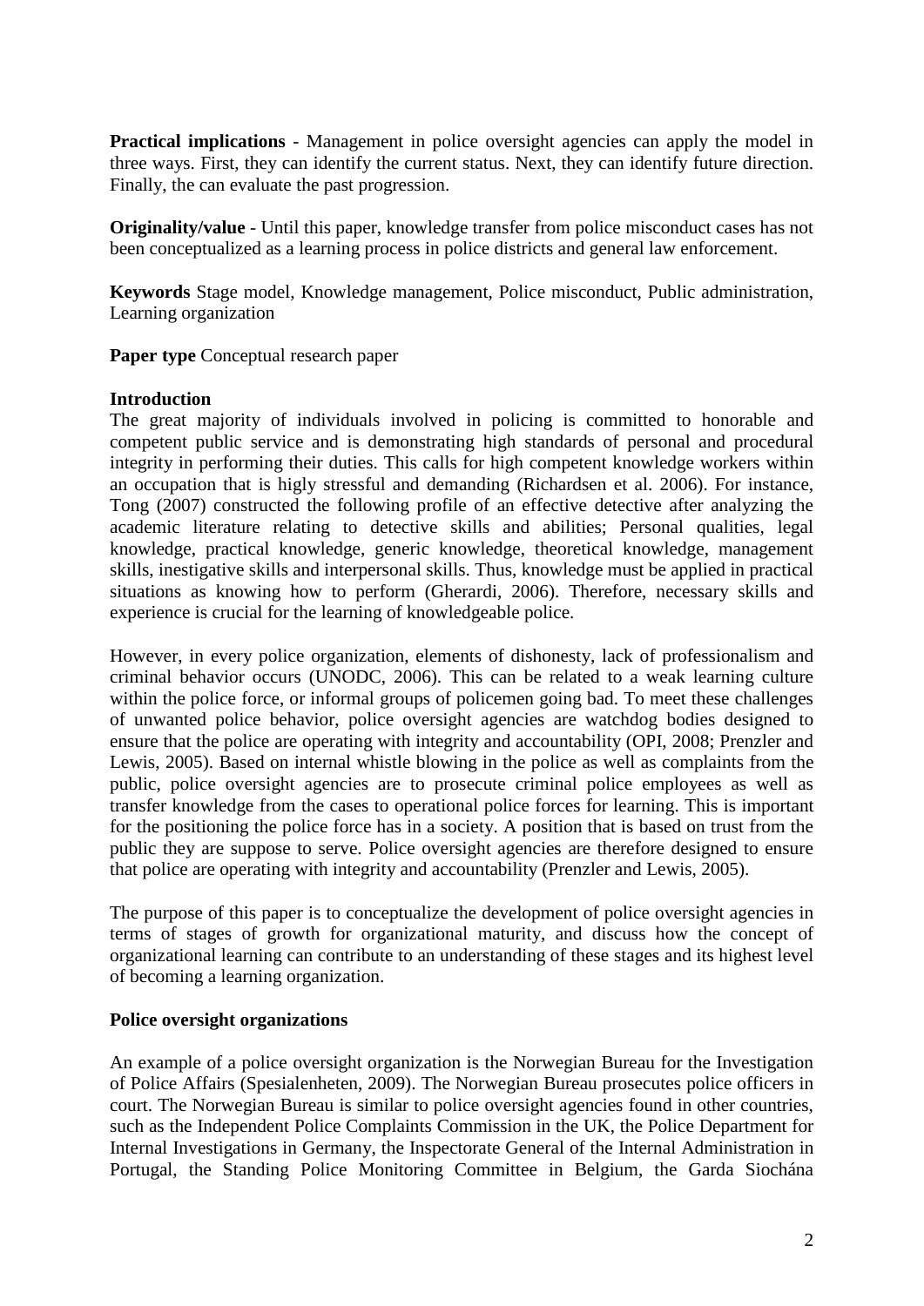**Practical implications** - Management in police oversight agencies can apply the model in three ways. First, they can identify the current status. Next, they can identify future direction. Finally, the can evaluate the past progression.

**Originality/value** - Until this paper, knowledge transfer from police misconduct cases has not been conceptualized as a learning process in police districts and general law enforcement.

**Keywords** Stage model, Knowledge management, Police misconduct, Public administration, Learning organization

**Paper type** Conceptual research paper

**Introduction**

The great majority of individuals involved in policing is committed to honorable and competent public service and is demonstrating high standards of personal and procedural integrity in performing their duties. This calls for high competent knowledge workers within an occupation that is higly stressful and demanding (Richardsen et al. 2006). For instance, Tong (2007) constructed the following profile of an effective detective after analyzing the academic literature relating to detective skills and abilities; Personal qualities, legal knowledge, practical knowledge, generic knowledge, theoretical knowledge, management skills, inestigative skills and interpersonal skills. Thus, knowledge must be applied in practical situations as knowing how to perform (Gherardi, 2006). Therefore, necessary skills and experience is crucial for the learning of knowledgeable police.

However, in every police organization, elements of dishonesty, lack of professionalism and criminal behavior occurs (UNODC, 2006). This can be related to a weak learning culture within the police force, or informal groups of policemen going bad. To meet these challenges of unwanted police behavior, police oversight agencies are watchdog bodies designed to ensure that the police are operating with integrity and accountability (OPI, 2008; Prenzler and Lewis, 2005). Based on internal whistle blowing in the police as well as complaints from the public, police oversight agencies are to prosecute criminal police employees as well as transfer knowledge from the cases to operational police forces for learning. This is important for the positioning the police force has in a society. A position that is based on trust from the public they are suppose to serve. Police oversight agencies are therefore designed to ensure that police are operating with integrity and accountability (Prenzler and Lewis, 2005).

The purpose of this paper is to conceptualize the development of police oversight agencies in terms of stages of growth for organizational maturity, and discuss how the concept of organizational learning can contribute to an understanding of these stages and its highest level of becoming a learning organization.

**Police oversight organizations**

An example of a police oversight organization is the Norwegian Bureau for the Investigation of Police Affairs (Spesialenheten, 2009). The Norwegian Bureau prosecutes police officers in court. The Norwegian Bureau is similar to police oversight agencies found in other countries, such as the Independent Police Complaints Commission in the UK, the Police Department for Internal Investigations in Germany, the Inspectorate General of the Internal Administration in Portugal, the Standing Police Monitoring Committee in Belgium, the Garda Siochána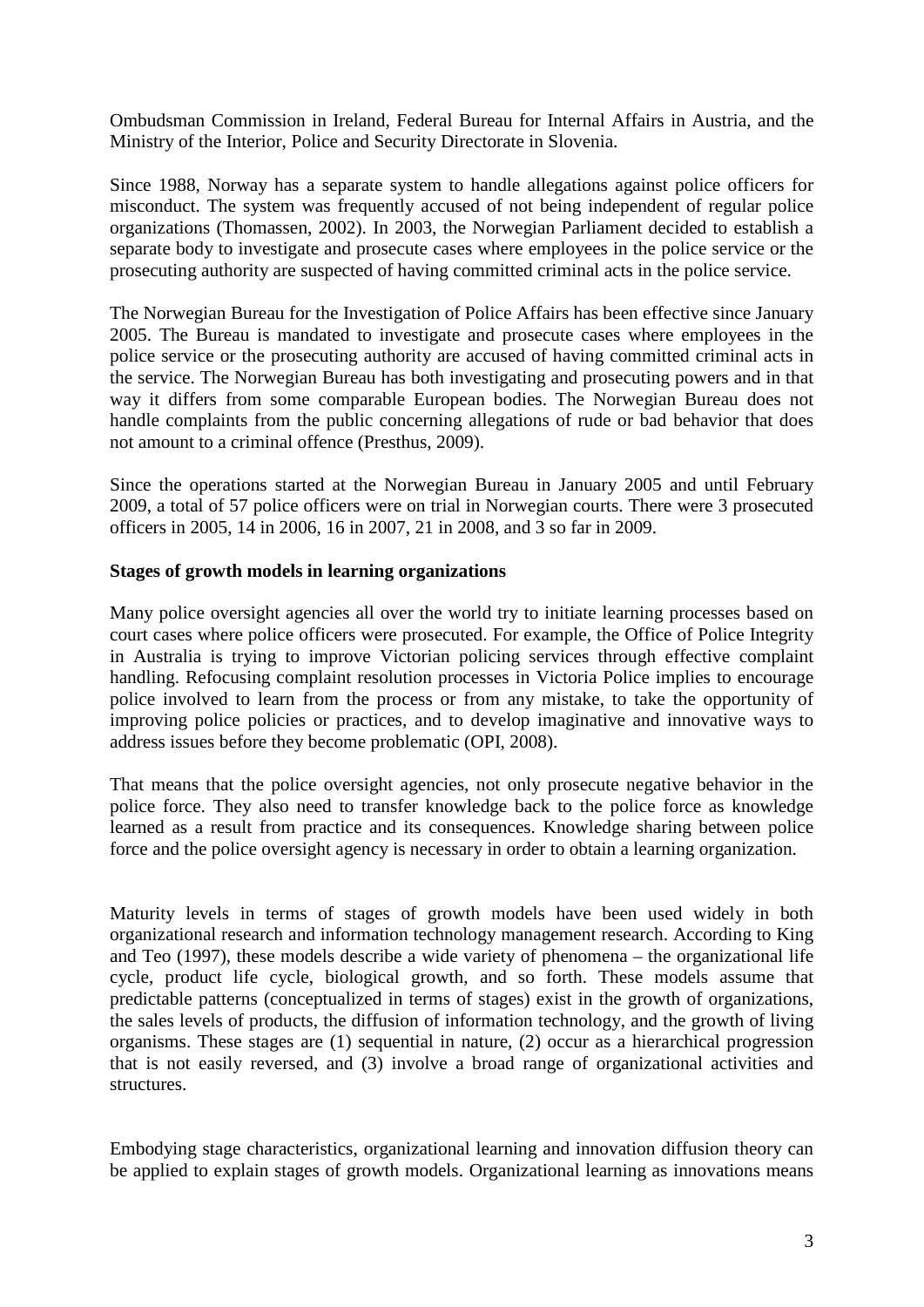Ombudsman Commission in Ireland, Federal Bureau for Internal Affairs in Austria, and the Ministry of the Interior, Police and Security Directorate in Slovenia.

Since 1988, Norway has a separate system to handle allegations against police officers for misconduct. The system was frequently accused of not being independent of regular police organizations (Thomassen, 2002). In 2003, the Norwegian Parliament decided to establish a separate body to investigate and prosecute cases where employees in the police service or the prosecuting authority are suspected of having committed criminal acts in the police service.

The Norwegian Bureau for the Investigation of Police Affairs has been effective since January 2005. The Bureau is mandated to investigate and prosecute cases where employees in the police service or the prosecuting authority are accused of having committed criminal acts in the service. The Norwegian Bureau has both investigating and prosecuting powers and in that way it differs from some comparable European bodies. The Norwegian Bureau does not handle complaints from the public concerning allegations of rude or bad behavior that does not amount to a criminal offence (Presthus, 2009).

Since the operations started at the Norwegian Bureau in January 2005 and until February 2009, a total of 57 police officers were on trial in Norwegian courts. There were 3 prosecuted officers in 2005, 14 in 2006, 16 in 2007, 21 in 2008, and 3 so far in 2009.

**Stages of growth models in learning organizations**

Many police oversight agencies all over the world try to initiate learning processes based on court cases where police officers were prosecuted. For example, the Office of Police Integrity in Australia is trying to improve Victorian policing services through effective complaint handling. Refocusing complaint resolution processes in Victoria Police implies to encourage police involved to learn from the process or from any mistake, to take the opportunity of improving police policies or practices, and to develop imaginative and innovative ways to address issues before they become problematic (OPI, 2008).

That means that the police oversight agencies, not only prosecute negative behavior in the police force. They also need to transfer knowledge back to the police force as knowledge learned as a result from practice and its consequences. Knowledge sharing between police force and the police oversight agency is necessary in order to obtain a learning organization.

Maturity levels in terms of stages of growth models have been used widely in both organizational research and information technology management research. According to King and Teo (1997), these models describe a wide variety of phenomena – the organizational life cycle, product life cycle, biological growth, and so forth. These models assume that predictable patterns (conceptualized in terms of stages) exist in the growth of organizations, the sales levels of products, the diffusion of information technology, and the growth of living organisms. These stages are (1) sequential in nature, (2) occur as a hierarchical progression that is not easily reversed, and (3) involve a broad range of organizational activities and structures.

Embodying stage characteristics, organizational learning and innovation diffusion theory can be applied to explain stages of growth models. Organizational learning as innovations means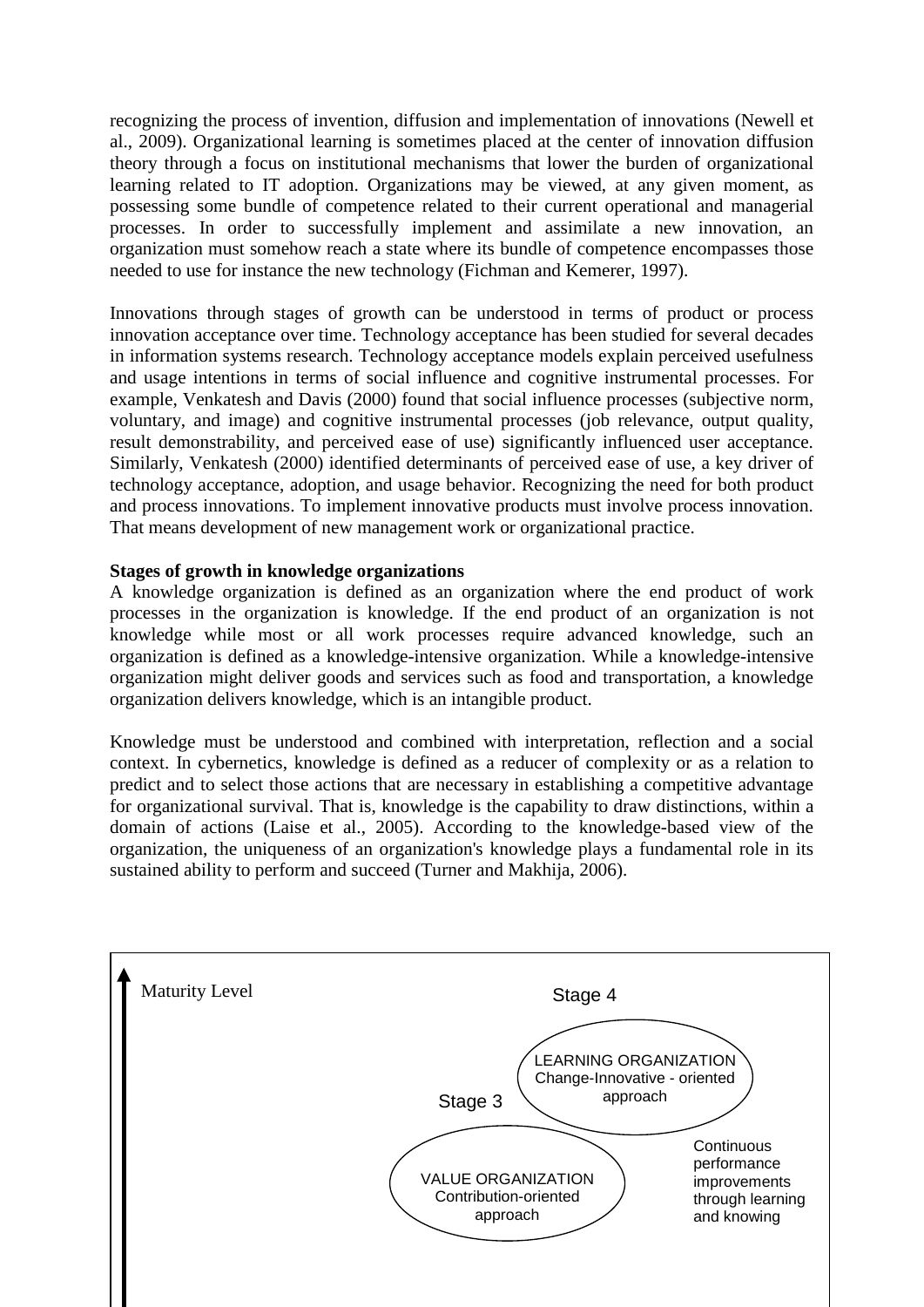recognizing the process of invention, diffusion and implementation of innovations (Newell et al., 2009). Organizational learning is sometimes placed at the center of innovation diffusion theory through a focus on institutional mechanisms that lower the burden of organizational learning related to IT adoption. Organizations may be viewed, at any given moment, as possessing some bundle of competence related to their current operational and managerial processes. In order to successfully implement and assimilate a new innovation, an organization must somehow reach a state where its bundle of competence encompasses those needed to use for instance the new technology (Fichman and Kemerer, 1997).

Innovations through stages of growth can be understood in terms of product or process innovation acceptance over time. Technology acceptance has been studied for several decades in information systems research. Technology acceptance models explain perceived usefulness and usage intentions in terms of social influence and cognitive instrumental processes. For example, Venkatesh and Davis (2000) found that social influence processes (subjective norm, voluntary, and image) and cognitive instrumental processes (job relevance, output quality, result demonstrability, and perceived ease of use) significantly influenced user acceptance. Similarly, Venkatesh (2000) identified determinants of perceived ease of use, a key driver of technology acceptance, adoption, and usage behavior. Recognizing the need for both product and process innovations. To implement innovative products must involve process innovation. That means development of new management work or organizational practice.

**Stages of growth in knowledge organizations**

A knowledge organization is defined as an organization where the end product of work processes in the organization is knowledge. If the end product of an organization is not knowledge while most or all work processes require advanced knowledge, such an organization is defined as a knowledge-intensive organization. While a knowledge-intensive organization might deliver goods and services such as food and transportation, a knowledge organization delivers knowledge, which is an intangible product.

Knowledge must be understood and combined with interpretation, reflection and a social context. In cybernetics, knowledge is defined as a reducer of complexity or as a relation to predict and to select those actions that are necessary in establishing a competitive advantage for organizational survival. That is, knowledge is the capability to draw distinctions, within a domain of actions (Laise et al., 2005). According to the knowledge-based view of the organization, the uniqueness of an organization's knowledge plays a fundamental role in its sustained ability to perform and succeed (Turner and Makhija, 2006).

Maturity Level

Stage 4

LEARNING ORGANIZATION
Change-Innovative - oriented approach

Stage 3

VALUE ORGANIZATION
Contribution-oriented approach

Continuous performance improvements through learning and knowing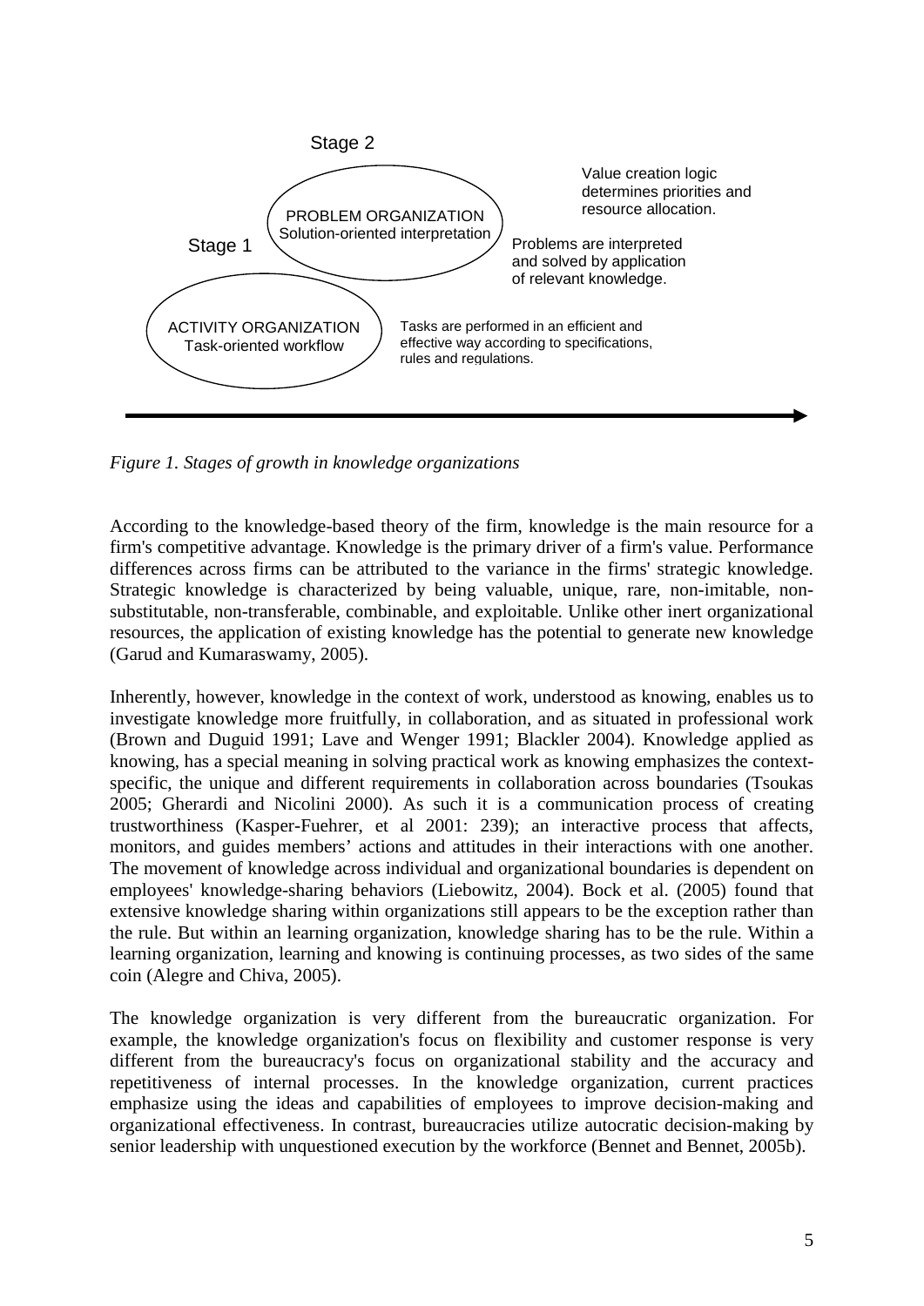Stage 2

Stage 1

PROBLEM ORGANIZATION
Solution-oriented interpretation

ACTIVITY ORGANIZATION
Task-oriented workflow

Value creation logic determines priorities and resource allocation.

Problems are interpreted and solved by application of relevant knowledge.

Tasks are performed in an efficient and effective way according to specifications, rules and regulations.

*Figure 1. Stages of growth in knowledge organizations*

According to the knowledge-based theory of the firm, knowledge is the main resource for a firm's competitive advantage. Knowledge is the primary driver of a firm's value. Performance differences across firms can be attributed to the variance in the firms' strategic knowledge. Strategic knowledge is characterized by being valuable, unique, rare, non-imitable, non-substitutable, non-transferable, combinable, and exploitable. Unlike other inert organizational resources, the application of existing knowledge has the potential to generate new knowledge (Garud and Kumaraswamy, 2005).

Inherently, however, knowledge in the context of work, understood as knowing, enables us to investigate knowledge more fruitfully, in collaboration, and as situated in professional work (Brown and Duguid 1991; Lave and Wenger 1991; Blackler 2004). Knowledge applied as knowing, has a special meaning in solving practical work as knowing emphasizes the context-specific, the unique and different requirements in collaboration across boundaries (Tsoukas 2005; Gherardi and Nicolini 2000). As such it is a communication process of creating trustworthiness (Kasper-Fuehrer, et al 2001: 239); an interactive process that affects, monitors, and guides members' actions and attitudes in their interactions with one another. The movement of knowledge across individual and organizational boundaries is dependent on employees' knowledge-sharing behaviors (Liebowitz, 2004). Bock et al. (2005) found that extensive knowledge sharing within organizations still appears to be the exception rather than the rule. But within an learning organization, knowledge sharing has to be the rule. Within a learning organization, learning and knowing is continuing processes, as two sides of the same coin (Alegre and Chiva, 2005).

The knowledge organization is very different from the bureaucratic organization. For example, the knowledge organization's focus on flexibility and customer response is very different from the bureaucracy's focus on organizational stability and the accuracy and repetitiveness of internal processes. In the knowledge organization, current practices emphasize using the ideas and capabilities of employees to improve decision-making and organizational effectiveness. In contrast, bureaucracies utilize autocratic decision-making by senior leadership with unquestioned execution by the workforce (Bennet and Bennet, 2005b).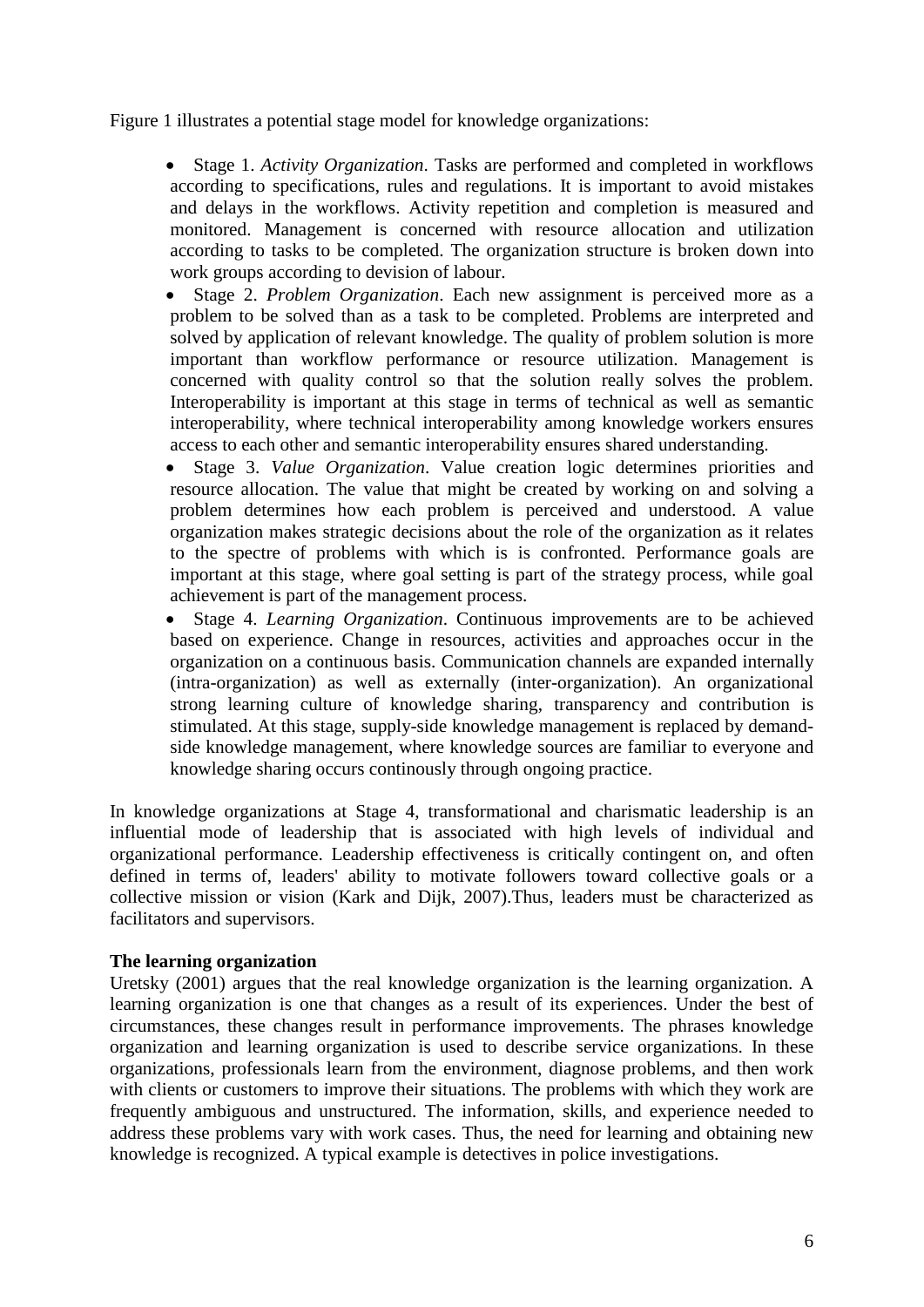Figure 1 illustrates a potential stage model for knowledge organizations:

- Stage 1. *Activity Organization*. Tasks are performed and completed in workflows according to specifications, rules and regulations. It is important to avoid mistakes and delays in the workflows. Activity repetition and completion is measured and monitored. Management is concerned with resource allocation and utilization according to tasks to be completed. The organization structure is broken down into work groups according to devision of labour.
- Stage 2. *Problem Organization*. Each new assignment is perceived more as a problem to be solved than as a task to be completed. Problems are interpreted and solved by application of relevant knowledge. The quality of problem solution is more important than workflow performance or resource utilization. Management is concerned with quality control so that the solution really solves the problem. Interoperability is important at this stage in terms of technical as well as semantic interoperability, where technical interoperability among knowledge workers ensures access to each other and semantic interoperability ensures shared understanding.
- Stage 3. *Value Organization*. Value creation logic determines priorities and resource allocation. The value that might be created by working on and solving a problem determines how each problem is perceived and understood. A value organization makes strategic decisions about the role of the organization as it relates to the spectre of problems with which is is confronted. Performance goals are important at this stage, where goal setting is part of the strategy process, while goal achievement is part of the management process.
- Stage 4. *Learning Organization*. Continuous improvements are to be achieved based on experience. Change in resources, activities and approaches occur in the organization on a continuous basis. Communication channels are expanded internally (intra-organization) as well as externally (inter-organization). An organizational strong learning culture of knowledge sharing, transparency and contribution is stimulated. At this stage, supply-side knowledge management is replaced by demand-side knowledge management, where knowledge sources are familiar to everyone and knowledge sharing occurs continously through ongoing practice.

In knowledge organizations at Stage 4, transformational and charismatic leadership is an influential mode of leadership that is associated with high levels of individual and organizational performance. Leadership effectiveness is critically contingent on, and often defined in terms of, leaders' ability to motivate followers toward collective goals or a collective mission or vision (Kark and Dijk, 2007).Thus, leaders must be characterized as facilitators and supervisors.

**The learning organization**

Uretsky (2001) argues that the real knowledge organization is the learning organization. A learning organization is one that changes as a result of its experiences. Under the best of circumstances, these changes result in performance improvements. The phrases knowledge organization and learning organization is used to describe service organizations. In these organizations, professionals learn from the environment, diagnose problems, and then work with clients or customers to improve their situations. The problems with which they work are frequently ambiguous and unstructured. The information, skills, and experience needed to address these problems vary with work cases. Thus, the need for learning and obtaining new knowledge is recognized. A typical example is detectives in police investigations.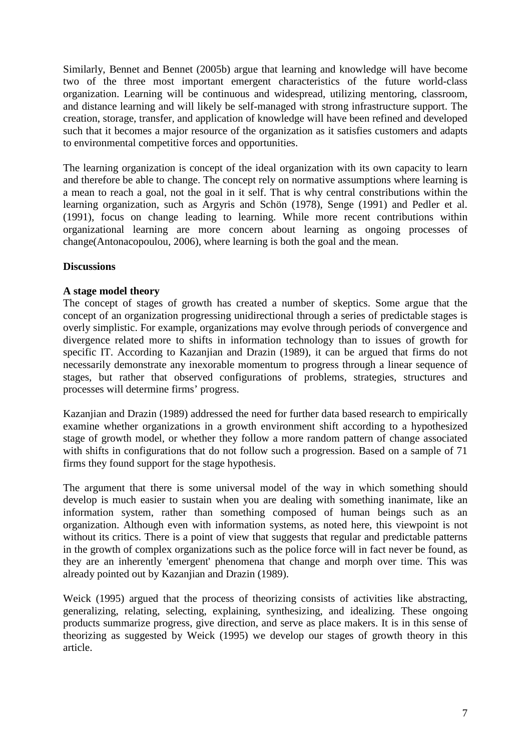Similarly, Bennet and Bennet (2005b) argue that learning and knowledge will have become two of the three most important emergent characteristics of the future world-class organization. Learning will be continuous and widespread, utilizing mentoring, classroom, and distance learning and will likely be self-managed with strong infrastructure support. The creation, storage, transfer, and application of knowledge will have been refined and developed such that it becomes a major resource of the organization as it satisfies customers and adapts to environmental competitive forces and opportunities.

The learning organization is concept of the ideal organization with its own capacity to learn and therefore be able to change. The concept rely on normative assumptions where learning is a mean to reach a goal, not the goal in it self. That is why central constributions within the learning organization, such as Argyris and Schön (1978), Senge (1991) and Pedler et al. (1991), focus on change leading to learning. While more recent contributions within organizational learning are more concern about learning as ongoing processes of change(Antonacopoulou, 2006), where learning is both the goal and the mean.

## Discussions

### A stage model theory

The concept of stages of growth has created a number of skeptics. Some argue that the concept of an organization progressing unidirectional through a series of predictable stages is overly simplistic. For example, organizations may evolve through periods of convergence and divergence related more to shifts in information technology than to issues of growth for specific IT. According to Kazanjian and Drazin (1989), it can be argued that firms do not necessarily demonstrate any inexorable momentum to progress through a linear sequence of stages, but rather that observed configurations of problems, strategies, structures and processes will determine firms' progress.

Kazanjian and Drazin (1989) addressed the need for further data based research to empirically examine whether organizations in a growth environment shift according to a hypothesized stage of growth model, or whether they follow a more random pattern of change associated with shifts in configurations that do not follow such a progression. Based on a sample of 71 firms they found support for the stage hypothesis.

The argument that there is some universal model of the way in which something should develop is much easier to sustain when you are dealing with something inanimate, like an information system, rather than something composed of human beings such as an organization. Although even with information systems, as noted here, this viewpoint is not without its critics. There is a point of view that suggests that regular and predictable patterns in the growth of complex organizations such as the police force will in fact never be found, as they are an inherently 'emergent' phenomena that change and morph over time. This was already pointed out by Kazanjian and Drazin (1989).

Weick (1995) argued that the process of theorizing consists of activities like abstracting, generalizing, relating, selecting, explaining, synthesizing, and idealizing. These ongoing products summarize progress, give direction, and serve as place makers. It is in this sense of theorizing as suggested by Weick (1995) we develop our stages of growth theory in this article.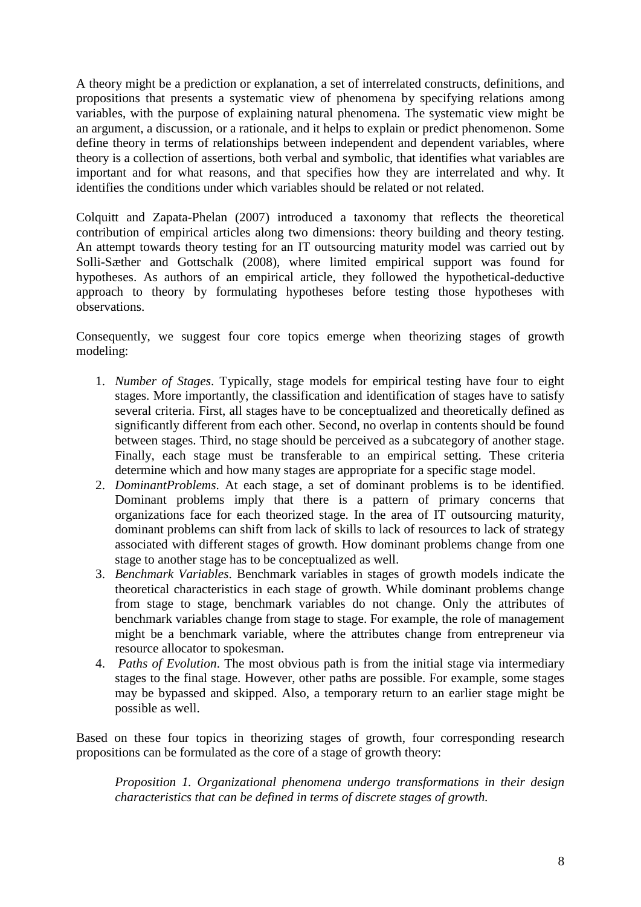A theory might be a prediction or explanation, a set of interrelated constructs, definitions, and propositions that presents a systematic view of phenomena by specifying relations among variables, with the purpose of explaining natural phenomena. The systematic view might be an argument, a discussion, or a rationale, and it helps to explain or predict phenomenon. Some define theory in terms of relationships between independent and dependent variables, where theory is a collection of assertions, both verbal and symbolic, that identifies what variables are important and for what reasons, and that specifies how they are interrelated and why. It identifies the conditions under which variables should be related or not related.

Colquitt and Zapata-Phelan (2007) introduced a taxonomy that reflects the theoretical contribution of empirical articles along two dimensions: theory building and theory testing. An attempt towards theory testing for an IT outsourcing maturity model was carried out by Solli-Sæther and Gottschalk (2008), where limited empirical support was found for hypotheses. As authors of an empirical article, they followed the hypothetical-deductive approach to theory by formulating hypotheses before testing those hypotheses with observations.

Consequently, we suggest four core topics emerge when theorizing stages of growth modeling:

1. *Number of Stages*. Typically, stage models for empirical testing have four to eight stages. More importantly, the classification and identification of stages have to satisfy several criteria. First, all stages have to be conceptualized and theoretically defined as significantly different from each other. Second, no overlap in contents should be found between stages. Third, no stage should be perceived as a subcategory of another stage. Finally, each stage must be transferable to an empirical setting. These criteria determine which and how many stages are appropriate for a specific stage model.
2. *DominantProblems*. At each stage, a set of dominant problems is to be identified. Dominant problems imply that there is a pattern of primary concerns that organizations face for each theorized stage. In the area of IT outsourcing maturity, dominant problems can shift from lack of skills to lack of resources to lack of strategy associated with different stages of growth. How dominant problems change from one stage to another stage has to be conceptualized as well.
3. *Benchmark Variables*. Benchmark variables in stages of growth models indicate the theoretical characteristics in each stage of growth. While dominant problems change from stage to stage, benchmark variables do not change. Only the attributes of benchmark variables change from stage to stage. For example, the role of management might be a benchmark variable, where the attributes change from entrepreneur via resource allocator to spokesman.
4. *Paths of Evolution*. The most obvious path is from the initial stage via intermediary stages to the final stage. However, other paths are possible. For example, some stages may be bypassed and skipped. Also, a temporary return to an earlier stage might be possible as well.

Based on these four topics in theorizing stages of growth, four corresponding research propositions can be formulated as the core of a stage of growth theory:

*Proposition 1. Organizational phenomena undergo transformations in their design characteristics that can be defined in terms of discrete stages of growth.*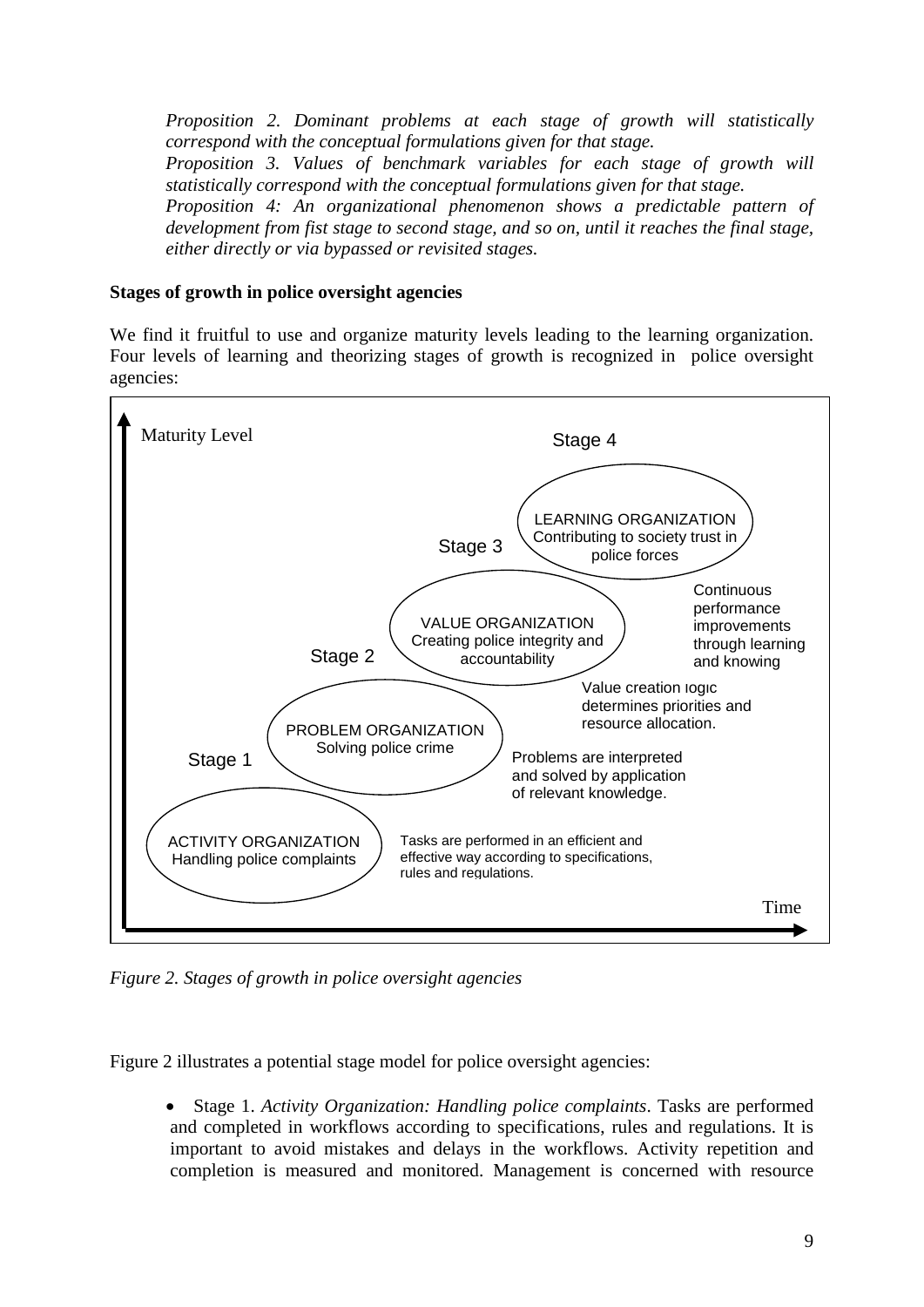*Proposition 2. Dominant problems at each stage of growth will statistically correspond with the conceptual formulations given for that stage.*
*Proposition 3. Values of benchmark variables for each stage of growth will statistically correspond with the conceptual formulations given for that stage.*
*Proposition 4: An organizational phenomenon shows a predictable pattern of development from fist stage to second stage, and so on, until it reaches the final stage, either directly or via bypassed or revisited stages.*

**Stages of growth in police oversight agencies**

We find it fruitful to use and organize maturity levels leading to the learning organization. Four levels of learning and theorizing stages of growth is recognized in police oversight agencies:

Maturity Level

Stage 4
LEARNING ORGANIZATION
Contributing to society trust in police forces
Continuous performance improvements through learning and knowing

Stage 3
VALUE ORGANIZATION
Creating police integrity and accountability
Value creation logic determines priorities and resource allocation.

Stage 2
PROBLEM ORGANIZATION
Solving police crime
Problems are interpreted and solved by application of relevant knowledge.

Stage 1
ACTIVITY ORGANIZATION
Handling police complaints
Tasks are performed in an efficient and effective way according to specifications, rules and regulations.

Time

*Figure 2. Stages of growth in police oversight agencies*

Figure 2 illustrates a potential stage model for police oversight agencies:

- Stage 1. *Activity Organization: Handling police complaints*. Tasks are performed and completed in workflows according to specifications, rules and regulations. It is important to avoid mistakes and delays in the workflows. Activity repetition and completion is measured and monitored. Management is concerned with resource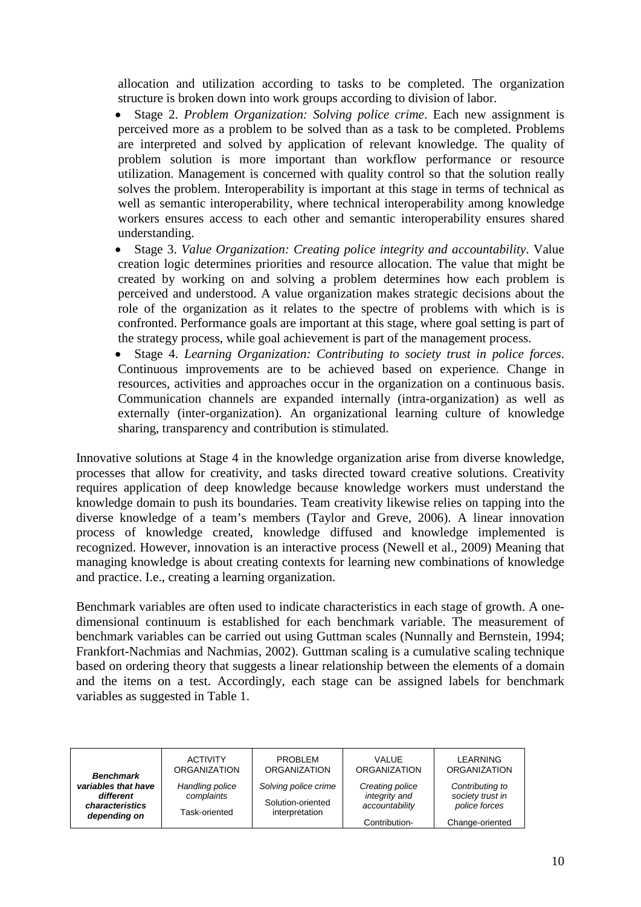allocation and utilization according to tasks to be completed. The organization structure is broken down into work groups according to division of labor.

- Stage 2. *Problem Organization: Solving police crime*. Each new assignment is perceived more as a problem to be solved than as a task to be completed. Problems are interpreted and solved by application of relevant knowledge. The quality of problem solution is more important than workflow performance or resource utilization. Management is concerned with quality control so that the solution really solves the problem. Interoperability is important at this stage in terms of technical as well as semantic interoperability, where technical interoperability among knowledge workers ensures access to each other and semantic interoperability ensures shared understanding.
- Stage 3. *Value Organization: Creating police integrity and accountability*. Value creation logic determines priorities and resource allocation. The value that might be created by working on and solving a problem determines how each problem is perceived and understood. A value organization makes strategic decisions about the role of the organization as it relates to the spectre of problems with which is is confronted. Performance goals are important at this stage, where goal setting is part of the strategy process, while goal achievement is part of the management process.
- Stage 4. *Learning Organization: Contributing to society trust in police forces*. Continuous improvements are to be achieved based on experience. Change in resources, activities and approaches occur in the organization on a continuous basis. Communication channels are expanded internally (intra-organization) as well as externally (inter-organization). An organizational learning culture of knowledge sharing, transparency and contribution is stimulated.

Innovative solutions at Stage 4 in the knowledge organization arise from diverse knowledge, processes that allow for creativity, and tasks directed toward creative solutions. Creativity requires application of deep knowledge because knowledge workers must understand the knowledge domain to push its boundaries. Team creativity likewise relies on tapping into the diverse knowledge of a team's members (Taylor and Greve, 2006). A linear innovation process of knowledge created, knowledge diffused and knowledge implemented is recognized. However, innovation is an interactive process (Newell et al., 2009) Meaning that managing knowledge is about creating contexts for learning new combinations of knowledge and practice. I.e., creating a learning organization.

Benchmark variables are often used to indicate characteristics in each stage of growth. A one-dimensional continuum is established for each benchmark variable. The measurement of benchmark variables can be carried out using Guttman scales (Nunnally and Bernstein, 1994; Frankfort-Nachmias and Nachmias, 2002). Guttman scaling is a cumulative scaling technique based on ordering theory that suggests a linear relationship between the elements of a domain and the items on a test. Accordingly, each stage can be assigned labels for benchmark variables as suggested in Table 1.

| ***Benchmark variables that have different characteristics depending on*** | ACTIVITY ORGANIZATION | PROBLEM ORGANIZATION | VALUE ORGANIZATION | LEARNING ORGANIZATION |
|---|---|---|---|---|
| | *Handling police complaints* | *Solving police crime* | *Creating police integrity and accountability* | *Contributing to society trust in police forces* |
| | Task-oriented | Solution-oriented interpretation | Contribution- | Change-oriented |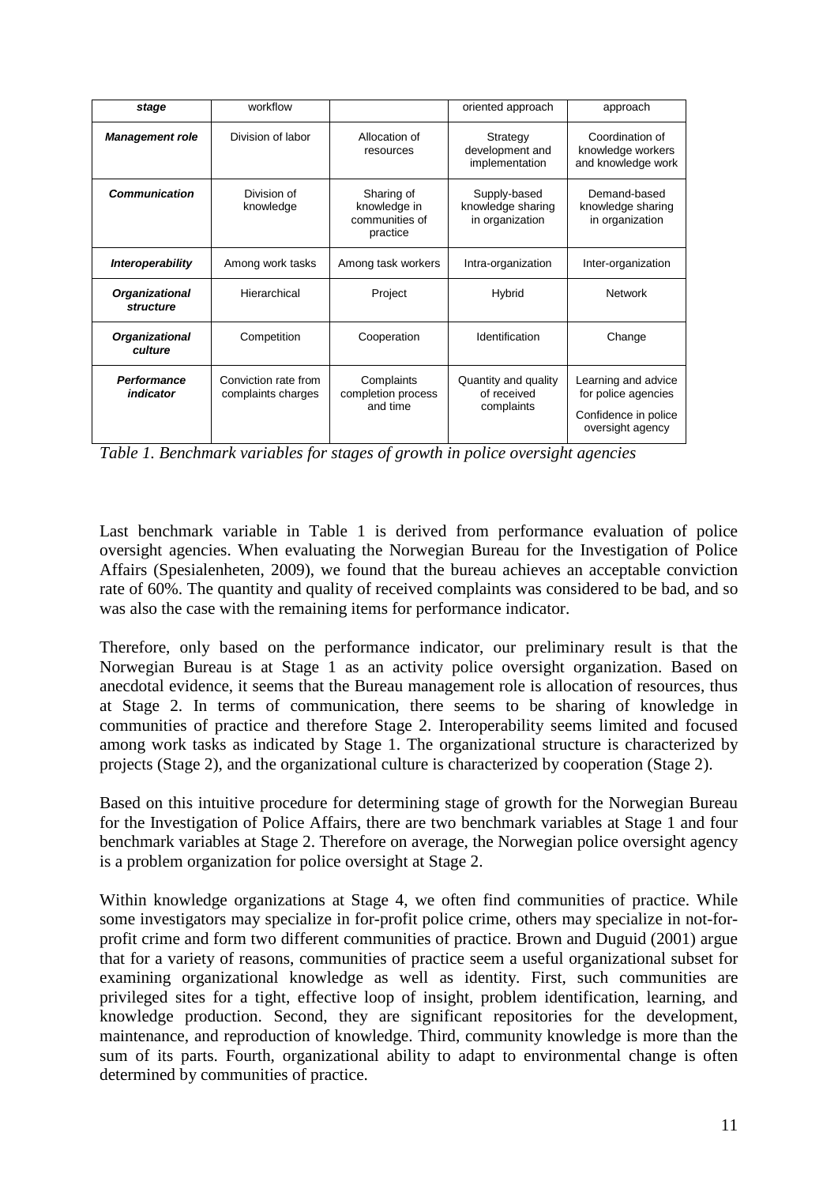| stage | workflow | | oriented approach | approach |
|---|---|---|---|---|
| ***Management role*** | Division of labor | Allocation of resources | Strategy development and implementation | Coordination of knowledge workers and knowledge work |
| ***Communication*** | Division of knowledge | Sharing of knowledge in communities of practice | Supply-based knowledge sharing in organization | Demand-based knowledge sharing in organization |
| ***Interoperability*** | Among work tasks | Among task workers | Intra-organization | Inter-organization |
| ***Organizational structure*** | Hierarchical | Project | Hybrid | Network |
| ***Organizational culture*** | Competition | Cooperation | Identification | Change |
| ***Performance indicator*** | Conviction rate from complaints charges | Complaints completion process and time | Quantity and quality of received complaints | Learning and advice for police agencies<br>Confidence in police oversight agency |

*Table 1. Benchmark variables for stages of growth in police oversight agencies*

Last benchmark variable in Table 1 is derived from performance evaluation of police oversight agencies. When evaluating the Norwegian Bureau for the Investigation of Police Affairs (Spesialenheten, 2009), we found that the bureau achieves an acceptable conviction rate of 60%. The quantity and quality of received complaints was considered to be bad, and so was also the case with the remaining items for performance indicator.

Therefore, only based on the performance indicator, our preliminary result is that the Norwegian Bureau is at Stage 1 as an activity police oversight organization. Based on anecdotal evidence, it seems that the Bureau management role is allocation of resources, thus at Stage 2. In terms of communication, there seems to be sharing of knowledge in communities of practice and therefore Stage 2. Interoperability seems limited and focused among work tasks as indicated by Stage 1. The organizational structure is characterized by projects (Stage 2), and the organizational culture is characterized by cooperation (Stage 2).

Based on this intuitive procedure for determining stage of growth for the Norwegian Bureau for the Investigation of Police Affairs, there are two benchmark variables at Stage 1 and four benchmark variables at Stage 2. Therefore on average, the Norwegian police oversight agency is a problem organization for police oversight at Stage 2.

Within knowledge organizations at Stage 4, we often find communities of practice. While some investigators may specialize in for-profit police crime, others may specialize in not-for-profit crime and form two different communities of practice. Brown and Duguid (2001) argue that for a variety of reasons, communities of practice seem a useful organizational subset for examining organizational knowledge as well as identity. First, such communities are privileged sites for a tight, effective loop of insight, problem identification, learning, and knowledge production. Second, they are significant repositories for the development, maintenance, and reproduction of knowledge. Third, community knowledge is more than the sum of its parts. Fourth, organizational ability to adapt to environmental change is often determined by communities of practice.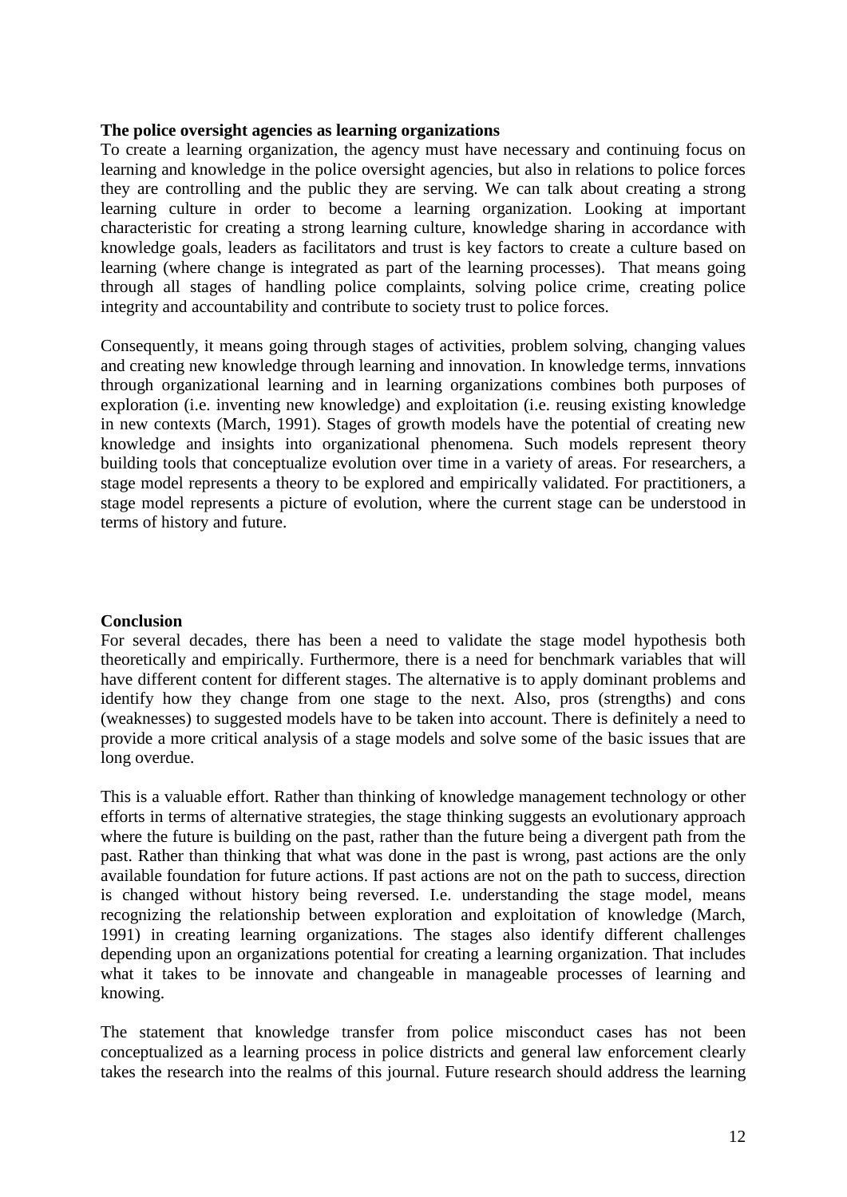**The police oversight agencies as learning organizations**

To create a learning organization, the agency must have necessary and continuing focus on learning and knowledge in the police oversight agencies, but also in relations to police forces they are controlling and the public they are serving. We can talk about creating a strong learning culture in order to become a learning organization. Looking at important characteristic for creating a strong learning culture, knowledge sharing in accordance with knowledge goals, leaders as facilitators and trust is key factors to create a culture based on learning (where change is integrated as part of the learning processes). That means going through all stages of handling police complaints, solving police crime, creating police integrity and accountability and contribute to society trust to police forces.

Consequently, it means going through stages of activities, problem solving, changing values and creating new knowledge through learning and innovation. In knowledge terms, innvations through organizational learning and in learning organizations combines both purposes of exploration (i.e. inventing new knowledge) and exploitation (i.e. reusing existing knowledge in new contexts (March, 1991). Stages of growth models have the potential of creating new knowledge and insights into organizational phenomena. Such models represent theory building tools that conceptualize evolution over time in a variety of areas. For researchers, a stage model represents a theory to be explored and empirically validated. For practitioners, a stage model represents a picture of evolution, where the current stage can be understood in terms of history and future.

**Conclusion**

For several decades, there has been a need to validate the stage model hypothesis both theoretically and empirically. Furthermore, there is a need for benchmark variables that will have different content for different stages. The alternative is to apply dominant problems and identify how they change from one stage to the next. Also, pros (strengths) and cons (weaknesses) to suggested models have to be taken into account. There is definitely a need to provide a more critical analysis of a stage models and solve some of the basic issues that are long overdue.

This is a valuable effort. Rather than thinking of knowledge management technology or other efforts in terms of alternative strategies, the stage thinking suggests an evolutionary approach where the future is building on the past, rather than the future being a divergent path from the past. Rather than thinking that what was done in the past is wrong, past actions are the only available foundation for future actions. If past actions are not on the path to success, direction is changed without history being reversed. I.e. understanding the stage model, means recognizing the relationship between exploration and exploitation of knowledge (March, 1991) in creating learning organizations. The stages also identify different challenges depending upon an organizations potential for creating a learning organization. That includes what it takes to be innovate and changeable in manageable processes of learning and knowing.

The statement that knowledge transfer from police misconduct cases has not been conceptualized as a learning process in police districts and general law enforcement clearly takes the research into the realms of this journal. Future research should address the learning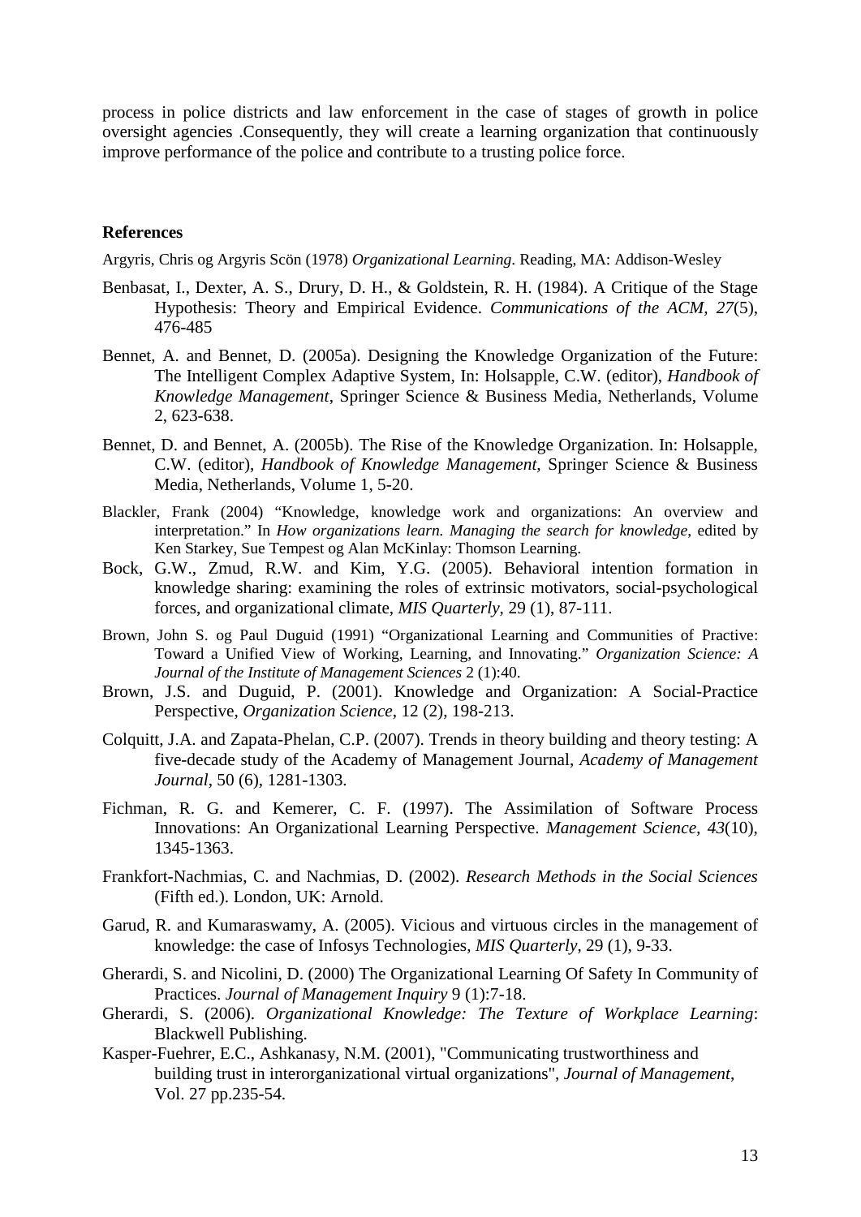process in police districts and law enforcement in the case of stages of growth in police oversight agencies .Consequently, they will create a learning organization that continuously improve performance of the police and contribute to a trusting police force.

**References**

Argyris, Chris og Argyris Scön (1978) *Organizational Learning*. Reading, MA: Addison-Wesley

Benbasat, I., Dexter, A. S., Drury, D. H., & Goldstein, R. H. (1984). A Critique of the Stage Hypothesis: Theory and Empirical Evidence. *Communications of the ACM, 27*(5), 476-485

Bennet, A. and Bennet, D. (2005a). Designing the Knowledge Organization of the Future: The Intelligent Complex Adaptive System, In: Holsapple, C.W. (editor), *Handbook of Knowledge Management*, Springer Science & Business Media, Netherlands, Volume 2, 623-638.

Bennet, D. and Bennet, A. (2005b). The Rise of the Knowledge Organization. In: Holsapple, C.W. (editor), *Handbook of Knowledge Management*, Springer Science & Business Media, Netherlands, Volume 1, 5-20.

Blackler, Frank (2004) "Knowledge, knowledge work and organizations: An overview and interpretation." In *How organizations learn. Managing the search for knowledge*, edited by Ken Starkey, Sue Tempest og Alan McKinlay: Thomson Learning.

Bock, G.W., Zmud, R.W. and Kim, Y.G. (2005). Behavioral intention formation in knowledge sharing: examining the roles of extrinsic motivators, social-psychological forces, and organizational climate, *MIS Quarterly*, 29 (1), 87-111.

Brown, John S. og Paul Duguid (1991) "Organizational Learning and Communities of Practive: Toward a Unified View of Working, Learning, and Innovating." *Organization Science: A Journal of the Institute of Management Sciences* 2 (1):40.

Brown, J.S. and Duguid, P. (2001). Knowledge and Organization: A Social-Practice Perspective, *Organization Science*, 12 (2), 198-213.

Colquitt, J.A. and Zapata-Phelan, C.P. (2007). Trends in theory building and theory testing: A five-decade study of the Academy of Management Journal, *Academy of Management Journal*, 50 (6), 1281-1303.

Fichman, R. G. and Kemerer, C. F. (1997). The Assimilation of Software Process Innovations: An Organizational Learning Perspective. *Management Science, 43*(10), 1345-1363.

Frankfort-Nachmias, C. and Nachmias, D. (2002). *Research Methods in the Social Sciences* (Fifth ed.). London, UK: Arnold.

Garud, R. and Kumaraswamy, A. (2005). Vicious and virtuous circles in the management of knowledge: the case of Infosys Technologies, *MIS Quarterly*, 29 (1), 9-33.

Gherardi, S. and Nicolini, D. (2000) The Organizational Learning Of Safety In Community of Practices. *Journal of Management Inquiry* 9 (1):7-18.

Gherardi, S. (2006). *Organizational Knowledge: The Texture of Workplace Learning*: Blackwell Publishing.

Kasper-Fuehrer, E.C., Ashkanasy, N.M. (2001), "Communicating trustworthiness and building trust in interorganizational virtual organizations", *Journal of Management*, Vol. 27 pp.235-54.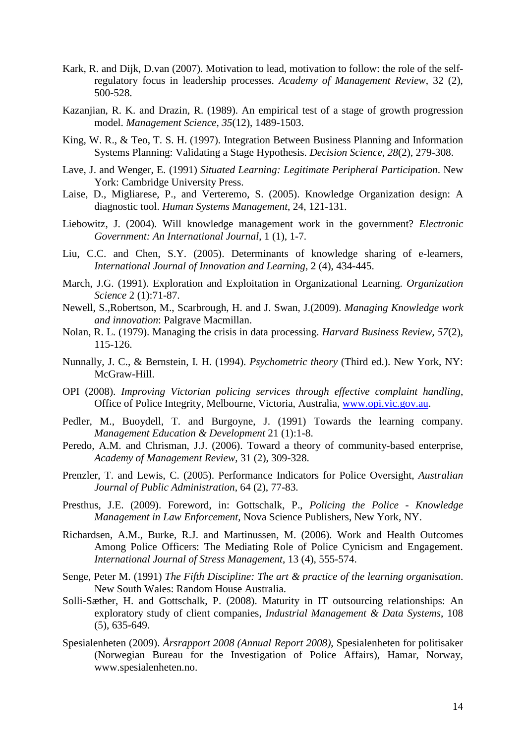Kark, R. and Dijk, D.van (2007). Motivation to lead, motivation to follow: the role of the self-regulatory focus in leadership processes. *Academy of Management Review*, 32 (2), 500-528.

Kazanjian, R. K. and Drazin, R. (1989). An empirical test of a stage of growth progression model. *Management Science, 35*(12), 1489-1503.

King, W. R., & Teo, T. S. H. (1997). Integration Between Business Planning and Information Systems Planning: Validating a Stage Hypothesis. *Decision Science, 28*(2), 279-308.

Lave, J. and Wenger, E. (1991) *Situated Learning: Legitimate Peripheral Participation*. New York: Cambridge University Press.

Laise, D., Migliarese, P., and Verteremo, S. (2005). Knowledge Organization design: A diagnostic tool. *Human Systems Management*, 24, 121-131.

Liebowitz, J. (2004). Will knowledge management work in the government? *Electronic Government: An International Journal*, 1 (1), 1-7.

Liu, C.C. and Chen, S.Y. (2005). Determinants of knowledge sharing of e-learners, *International Journal of Innovation and Learning*, 2 (4), 434-445.

March, J.G. (1991). Exploration and Exploitation in Organizational Learning. *Organization Science* 2 (1):71-87.

Newell, S.,Robertson, M., Scarbrough, H. and J. Swan, J.(2009). *Managing Knowledge work and innovation*: Palgrave Macmillan.

Nolan, R. L. (1979). Managing the crisis in data processing. *Harvard Business Review, 57*(2), 115-126.

Nunnally, J. C., & Bernstein, I. H. (1994). *Psychometric theory* (Third ed.). New York, NY: McGraw-Hill.

OPI (2008). *Improving Victorian policing services through effective complaint handling*, Office of Police Integrity, Melbourne, Victoria, Australia, www.opi.vic.gov.au.

Pedler, M., Buoydell, T. and Burgoyne, J. (1991) Towards the learning company. *Management Education & Development* 21 (1):1-8.

Peredo, A.M. and Chrisman, J.J. (2006). Toward a theory of community-based enterprise, *Academy of Management Review*, 31 (2), 309-328.

Prenzler, T. and Lewis, C. (2005). Performance Indicators for Police Oversight, *Australian Journal of Public Administration*, 64 (2), 77-83.

Presthus, J.E. (2009). Foreword, in: Gottschalk, P., *Policing the Police - Knowledge Management in Law Enforcement*, Nova Science Publishers, New York, NY.

Richardsen, A.M., Burke, R.J. and Martinussen, M. (2006). Work and Health Outcomes Among Police Officers: The Mediating Role of Police Cynicism and Engagement. *International Journal of Stress Management*, 13 (4), 555-574.

Senge, Peter M. (1991) *The Fifth Discipline: The art & practice of the learning organisation*. New South Wales: Random House Australia.

Solli-Sæther, H. and Gottschalk, P. (2008). Maturity in IT outsourcing relationships: An exploratory study of client companies, *Industrial Management & Data Systems*, 108 (5), 635-649.

Spesialenheten (2009). *Årsrapport 2008 (Annual Report 2008)*, Spesialenheten for politisaker (Norwegian Bureau for the Investigation of Police Affairs), Hamar, Norway, www.spesialenheten.no.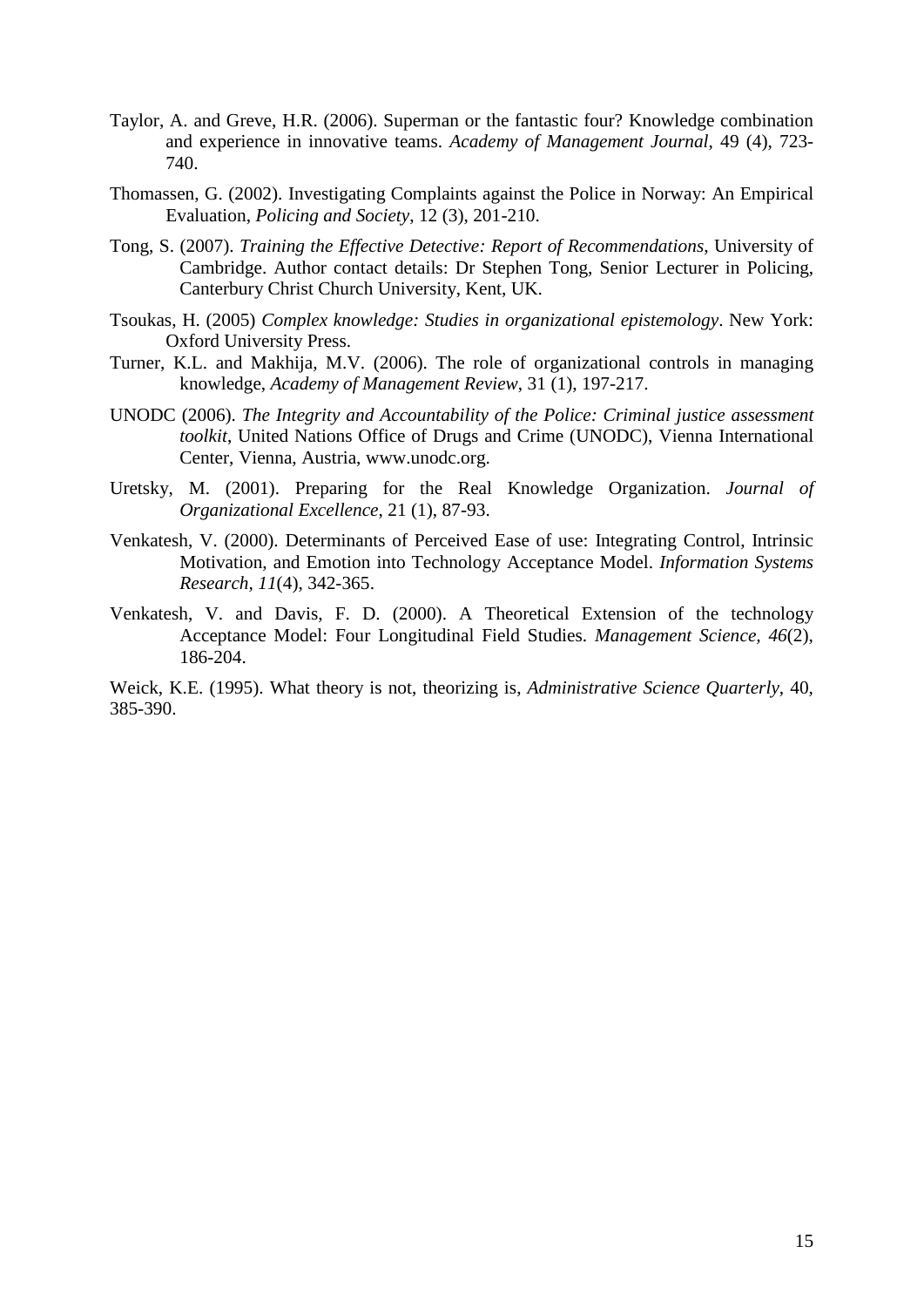Taylor, A. and Greve, H.R. (2006). Superman or the fantastic four? Knowledge combination and experience in innovative teams. *Academy of Management Journal*, 49 (4), 723-740.

Thomassen, G. (2002). Investigating Complaints against the Police in Norway: An Empirical Evaluation, *Policing and Society*, 12 (3), 201-210.

Tong, S. (2007). *Training the Effective Detective: Report of Recommendations*, University of Cambridge. Author contact details: Dr Stephen Tong, Senior Lecturer in Policing, Canterbury Christ Church University, Kent, UK.

Tsoukas, H. (2005) *Complex knowledge: Studies in organizational epistemology*. New York: Oxford University Press.

Turner, K.L. and Makhija, M.V. (2006). The role of organizational controls in managing knowledge, *Academy of Management Review*, 31 (1), 197-217.

UNODC (2006). *The Integrity and Accountability of the Police: Criminal justice assessment toolkit*, United Nations Office of Drugs and Crime (UNODC), Vienna International Center, Vienna, Austria, www.unodc.org.

Uretsky, M. (2001). Preparing for the Real Knowledge Organization. *Journal of Organizational Excellence*, 21 (1), 87-93.

Venkatesh, V. (2000). Determinants of Perceived Ease of use: Integrating Control, Intrinsic Motivation, and Emotion into Technology Acceptance Model. *Information Systems Research, 11*(4), 342-365.

Venkatesh, V. and Davis, F. D. (2000). A Theoretical Extension of the technology Acceptance Model: Four Longitudinal Field Studies. *Management Science, 46*(2), 186-204.

Weick, K.E. (1995). What theory is not, theorizing is, *Administrative Science Quarterly*, 40, 385-390.